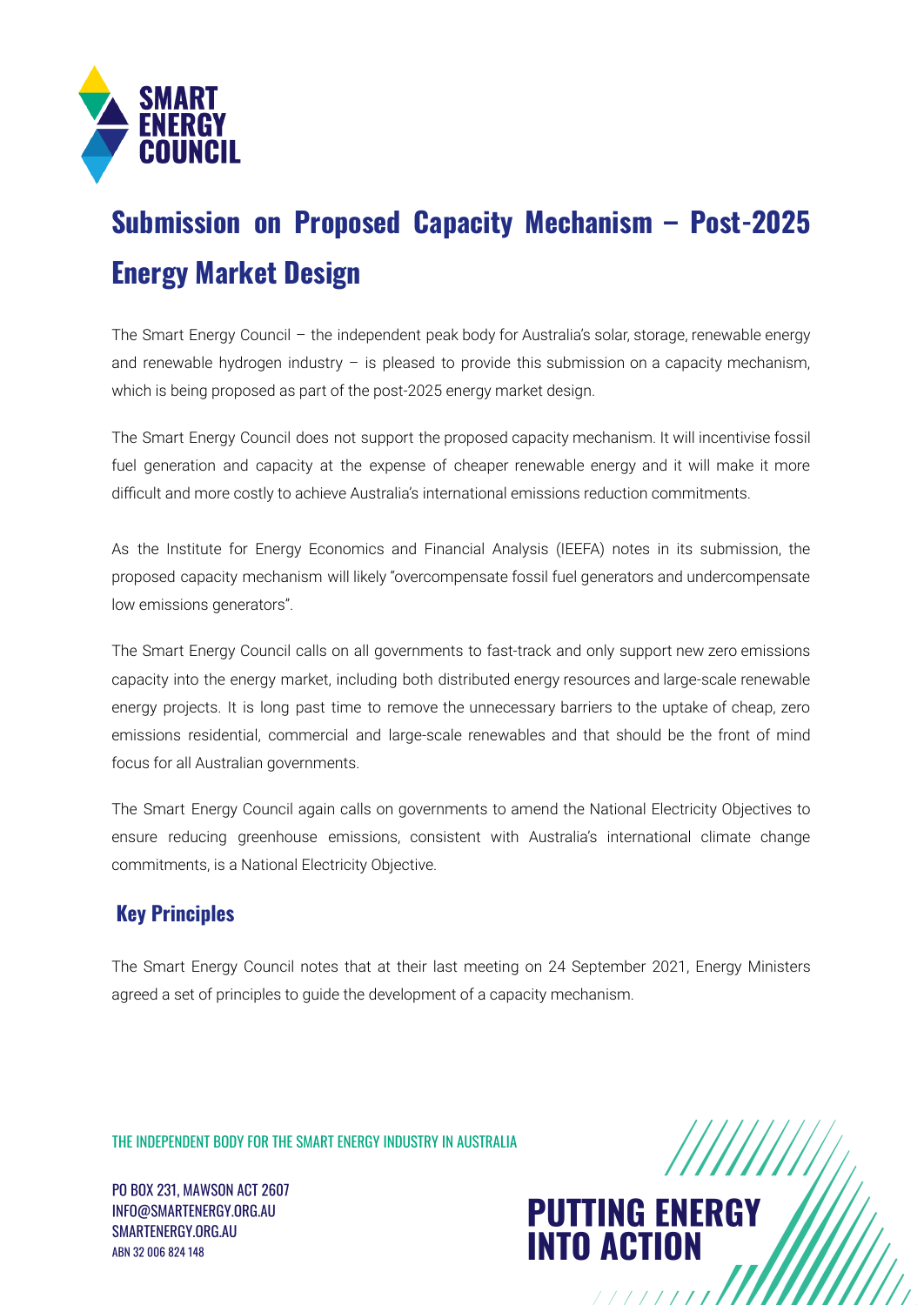# Submission on Proposed Capacity Mechanism – Post-2025 Energy Market Design

The Smart Energy Council – the independent peak body for Australia's solar, storage, renewable energy and renewable hydrogen industry – is pleased to provide this submission on a capacity mechanism, which is being proposed as part of the post-2025 energy market design.

The Smart Energy Council does not support the proposed capacity mechanism. It will incentivise fossil fuel generation and capacity at the expense of cheaper renewable energy and it will make it more difficult and more costly to achieve Australia's international emissions reduction commitments.

As the Institute for Energy Economics and Financial Analysis (IEEFA) notes in its submission, the proposed capacity mechanism will likely "overcompensate fossil fuel generators and undercompensate low emissions generators".

The Smart Energy Council calls on all governments to fast-track and only support new zero emissions capacity into the energy market, including both distributed energy resources and large-scale renewable energy projects. It is long past time to remove the unnecessary barriers to the uptake of cheap, zero emissions residential, commercial and large-scale renewables and that should be the front of mind focus for all Australian governments.

The Smart Energy Council again calls on governments to amend the National Electricity Objectives to ensure reducing greenhouse emissions, consistent with Australia's international climate change commitments, is a National Electricity Objective.

## Key Principles

The Smart Energy Council notes that at their last meeting on 24 September 2021, Energy Ministers agreed a set of principles to guide the development of a capacity mechanism.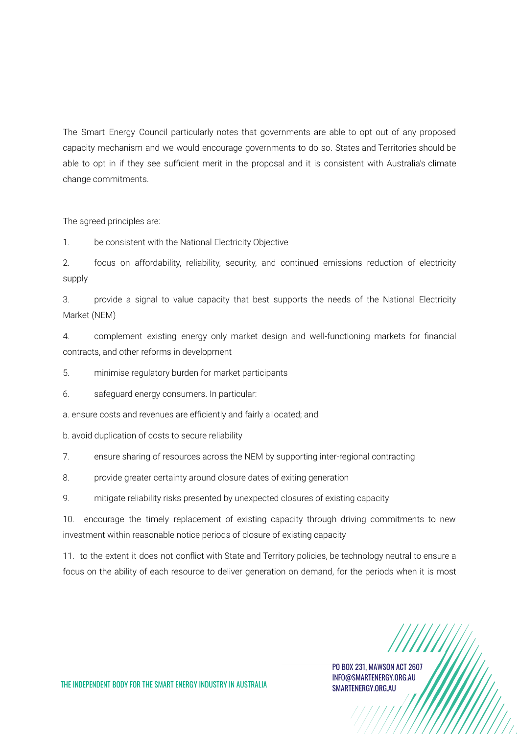The Smart Energy Council particularly notes that governments are able to opt out of any proposed capacity mechanism and we would encourage governments to do so. States and Territories should be able to opt in if they see sufficient merit in the proposal and it is consistent with Australia's climate change commitments.

The agreed principles are:

1. be consistent with the National Electricity Objective
2. focus on affordability, reliability, security, and continued emissions reduction of electricity supply
3. provide a signal to value capacity that best supports the needs of the National Electricity Market (NEM)
4. complement existing energy only market design and well-functioning markets for financial contracts, and other reforms in development
5. minimise regulatory burden for market participants
6. safeguard energy consumers. In particular:

a. ensure costs and revenues are efficiently and fairly allocated; and

b. avoid duplication of costs to secure reliability

7. ensure sharing of resources across the NEM by supporting inter-regional contracting
8. provide greater certainty around closure dates of exiting generation
9. mitigate reliability risks presented by unexpected closures of existing capacity
10. encourage the timely replacement of existing capacity through driving commitments to new investment within reasonable notice periods of closure of existing capacity
11. to the extent it does not conflict with State and Territory policies, be technology neutral to ensure a focus on the ability of each resource to deliver generation on demand, for the periods when it is most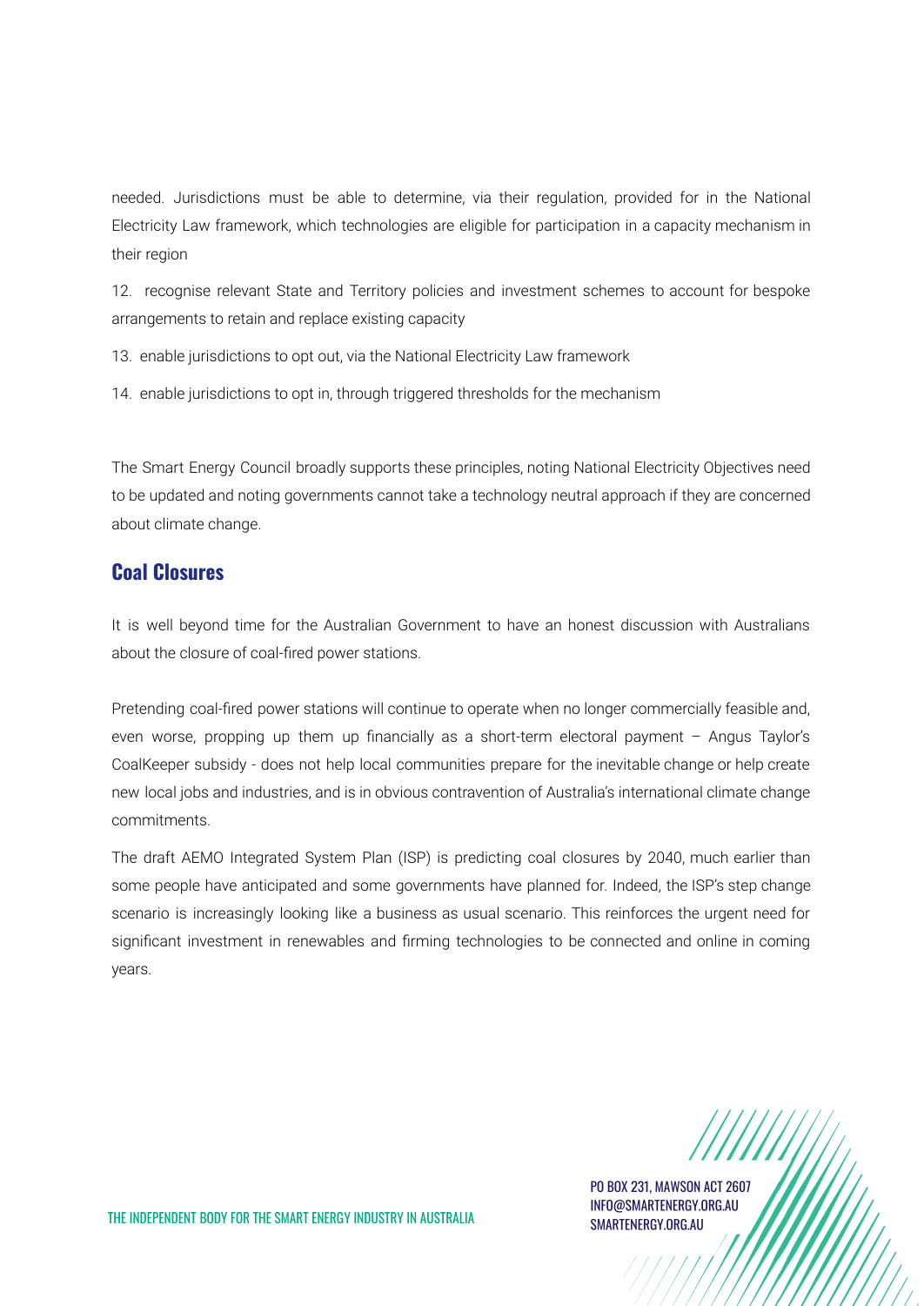needed. Jurisdictions must be able to determine, via their regulation, provided for in the National Electricity Law framework, which technologies are eligible for participation in a capacity mechanism in their region

12. recognise relevant State and Territory policies and investment schemes to account for bespoke arrangements to retain and replace existing capacity

13. enable jurisdictions to opt out, via the National Electricity Law framework

14. enable jurisdictions to opt in, through triggered thresholds for the mechanism

The Smart Energy Council broadly supports these principles, noting National Electricity Objectives need to be updated and noting governments cannot take a technology neutral approach if they are concerned about climate change.

## Coal Closures

It is well beyond time for the Australian Government to have an honest discussion with Australians about the closure of coal-fired power stations.

Pretending coal-fired power stations will continue to operate when no longer commercially feasible and, even worse, propping up them up financially as a short-term electoral payment – Angus Taylor's CoalKeeper subsidy - does not help local communities prepare for the inevitable change or help create new local jobs and industries, and is in obvious contravention of Australia's international climate change commitments.

The draft AEMO Integrated System Plan (ISP) is predicting coal closures by 2040, much earlier than some people have anticipated and some governments have planned for. Indeed, the ISP's step change scenario is increasingly looking like a business as usual scenario. This reinforces the urgent need for significant investment in renewables and firming technologies to be connected and online in coming years.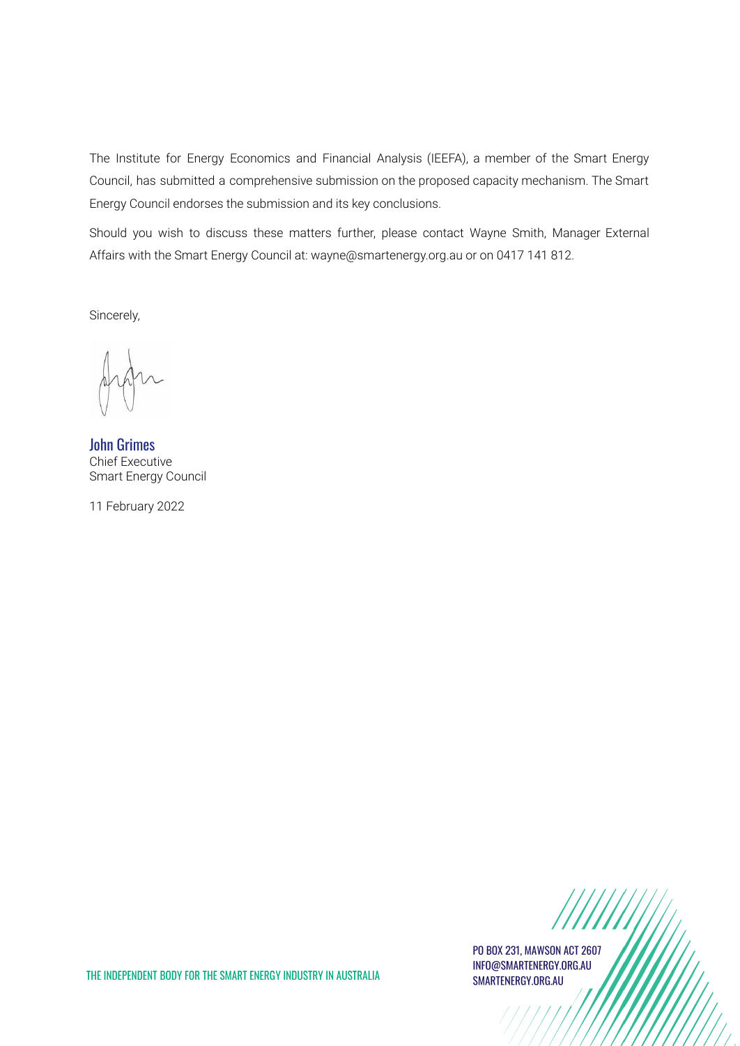The Institute for Energy Economics and Financial Analysis (IEEFA), a member of the Smart Energy Council, has submitted a comprehensive submission on the proposed capacity mechanism. The Smart Energy Council endorses the submission and its key conclusions.

Should you wish to discuss these matters further, please contact Wayne Smith, Manager External Affairs with the Smart Energy Council at: wayne@smartenergy.org.au or on 0417 141 812.

Sincerely,

John Grimes
Chief Executive
Smart Energy Council

11 February 2022

THE INDEPENDENT BODY FOR THE SMART ENERGY INDUSTRY IN AUSTRALIA

PO BOX 231, MAWSON ACT 2607
INFO@SMARTENERGY.ORG.AU
SMARTENERGY.ORG.AU